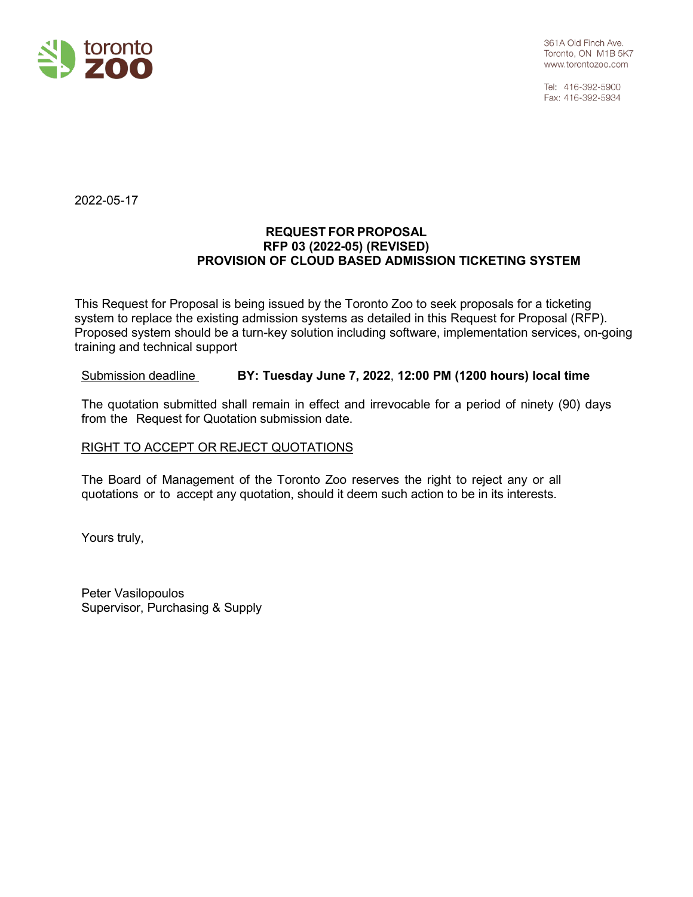toronto
zoo

361A Old Finch Ave.
Toronto, ON M1B 5K7
www.torontozoo.com

Tel: 416-392-5900
Fax: 416-392-5934

2022-05-17

**REQUEST FOR PROPOSAL**
**RFP 03 (2022-05) (REVISED)**
**PROVISION OF CLOUD BASED ADMISSION TICKETING SYSTEM**

This Request for Proposal is being issued by the Toronto Zoo to seek proposals for a ticketing system to replace the existing admission systems as detailed in this Request for Proposal (RFP). Proposed system should be a turn-key solution including software, implementation services, on-going training and technical support

Submission deadline **BY: Tuesday June 7, 2022, 12:00 PM (1200 hours) local time**

The quotation submitted shall remain in effect and irrevocable for a period of ninety (90) days from the Request for Quotation submission date.

RIGHT TO ACCEPT OR REJECT QUOTATIONS

The Board of Management of the Toronto Zoo reserves the right to reject any or all quotations or to accept any quotation, should it deem such action to be in its interests.

Yours truly,

Peter Vasilopoulos
Supervisor, Purchasing & Supply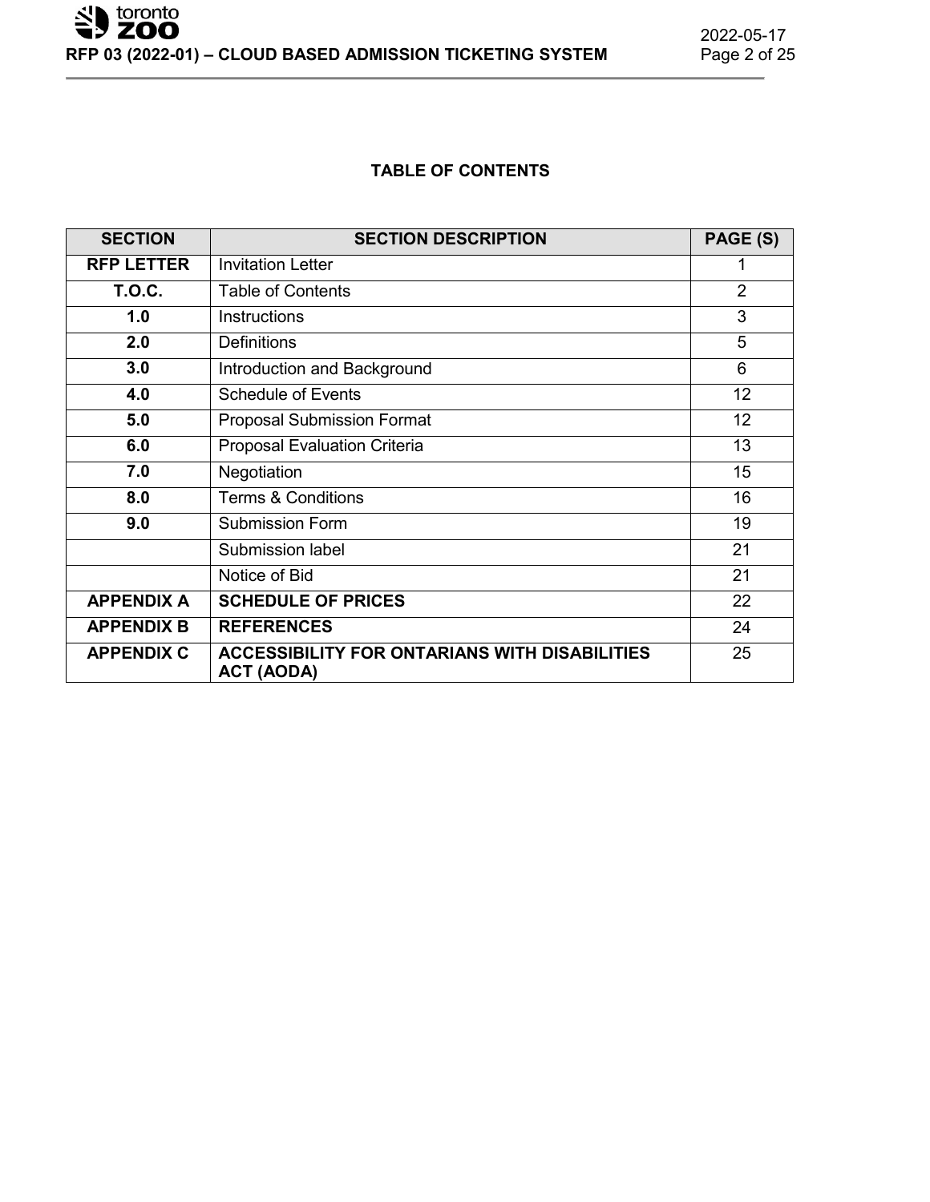**TABLE OF CONTENTS**

| SECTION | SECTION DESCRIPTION | PAGE (S) |
|---|---|---|
| **RFP LETTER** | Invitation Letter | 1 |
| **T.O.C.** | Table of Contents | 2 |
| **1.0** | Instructions | 3 |
| **2.0** | Definitions | 5 |
| **3.0** | Introduction and Background | 6 |
| **4.0** | Schedule of Events | 12 |
| **5.0** | Proposal Submission Format | 12 |
| **6.0** | Proposal Evaluation Criteria | 13 |
| **7.0** | Negotiation | 15 |
| **8.0** | Terms & Conditions | 16 |
| **9.0** | Submission Form | 19 |
| | Submission label | 21 |
| | Notice of Bid | 21 |
| **APPENDIX A** | **SCHEDULE OF PRICES** | 22 |
| **APPENDIX B** | **REFERENCES** | 24 |
| **APPENDIX C** | **ACCESSIBILITY FOR ONTARIANS WITH DISABILITIES ACT (AODA)** | 25 |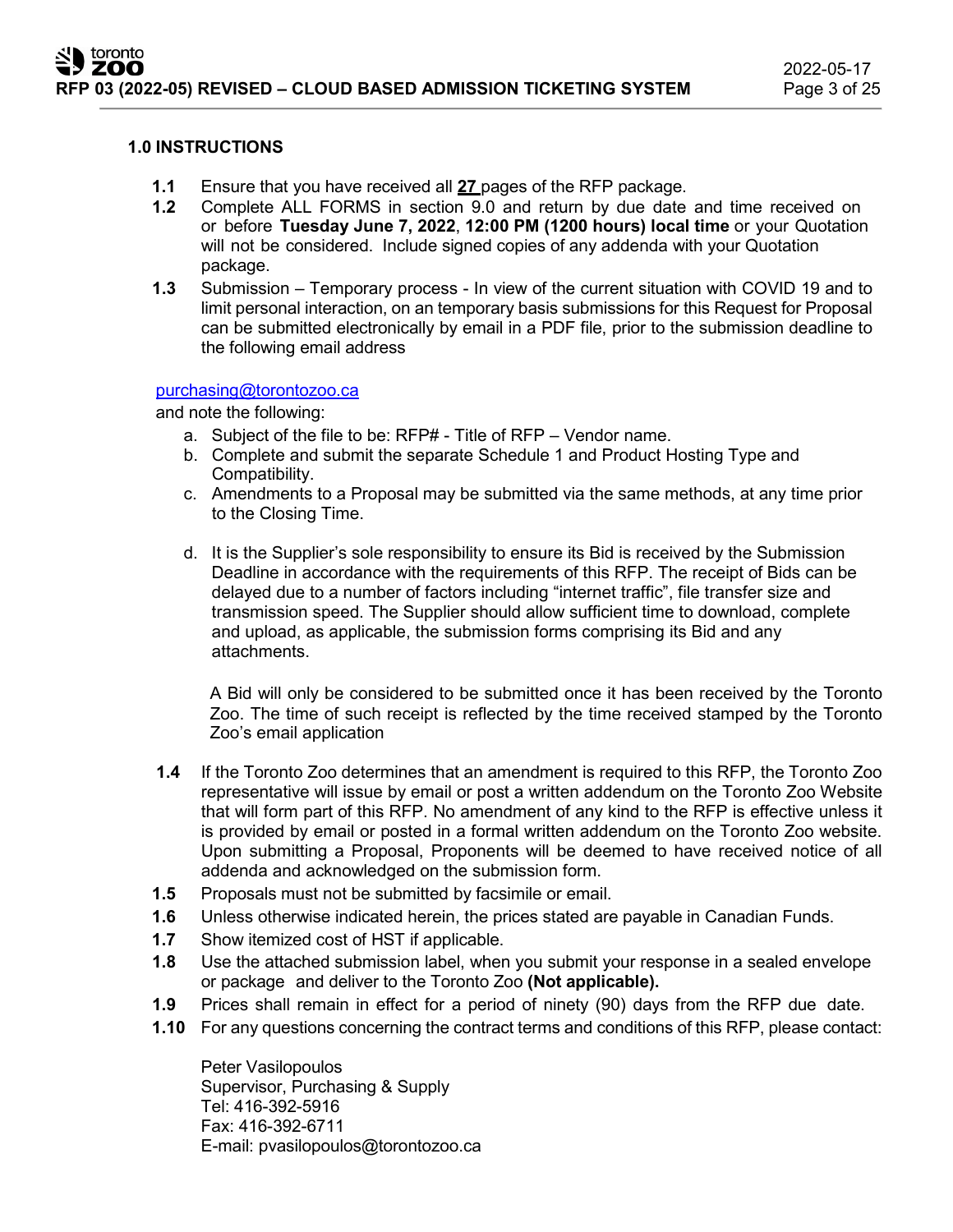## 1.0 INSTRUCTIONS

**1.1** Ensure that you have received all **27** pages of the RFP package.

**1.2** Complete ALL FORMS in section 9.0 and return by due date and time received on or before **Tuesday June 7, 2022**, **12:00 PM (1200 hours) local time** or your Quotation will not be considered. Include signed copies of any addenda with your Quotation package.

**1.3** Submission – Temporary process - In view of the current situation with COVID 19 and to limit personal interaction, on an temporary basis submissions for this Request for Proposal can be submitted electronically by email in a PDF file, prior to the submission deadline to the following email address

purchasing@torontozoo.ca

and note the following:

a. Subject of the file to be: RFP# - Title of RFP – Vendor name.
b. Complete and submit the separate Schedule 1 and Product Hosting Type and Compatibility.
c. Amendments to a Proposal may be submitted via the same methods, at any time prior to the Closing Time.
d. It is the Supplier's sole responsibility to ensure its Bid is received by the Submission Deadline in accordance with the requirements of this RFP. The receipt of Bids can be delayed due to a number of factors including "internet traffic", file transfer size and transmission speed. The Supplier should allow sufficient time to download, complete and upload, as applicable, the submission forms comprising its Bid and any attachments.

   A Bid will only be considered to be submitted once it has been received by the Toronto Zoo. The time of such receipt is reflected by the time received stamped by the Toronto Zoo's email application

**1.4** If the Toronto Zoo determines that an amendment is required to this RFP, the Toronto Zoo representative will issue by email or post a written addendum on the Toronto Zoo Website that will form part of this RFP. No amendment of any kind to the RFP is effective unless it is provided by email or posted in a formal written addendum on the Toronto Zoo website. Upon submitting a Proposal, Proponents will be deemed to have received notice of all addenda and acknowledged on the submission form.

**1.5** Proposals must not be submitted by facsimile or email.

**1.6** Unless otherwise indicated herein, the prices stated are payable in Canadian Funds.

**1.7** Show itemized cost of HST if applicable.

**1.8** Use the attached submission label, when you submit your response in a sealed envelope or package and deliver to the Toronto Zoo **(Not applicable).**

**1.9** Prices shall remain in effect for a period of ninety (90) days from the RFP due date.

**1.10** For any questions concerning the contract terms and conditions of this RFP, please contact:

Peter Vasilopoulos
Supervisor, Purchasing & Supply
Tel: 416-392-5916
Fax: 416-392-6711
E-mail: pvasilopoulos@torontozoo.ca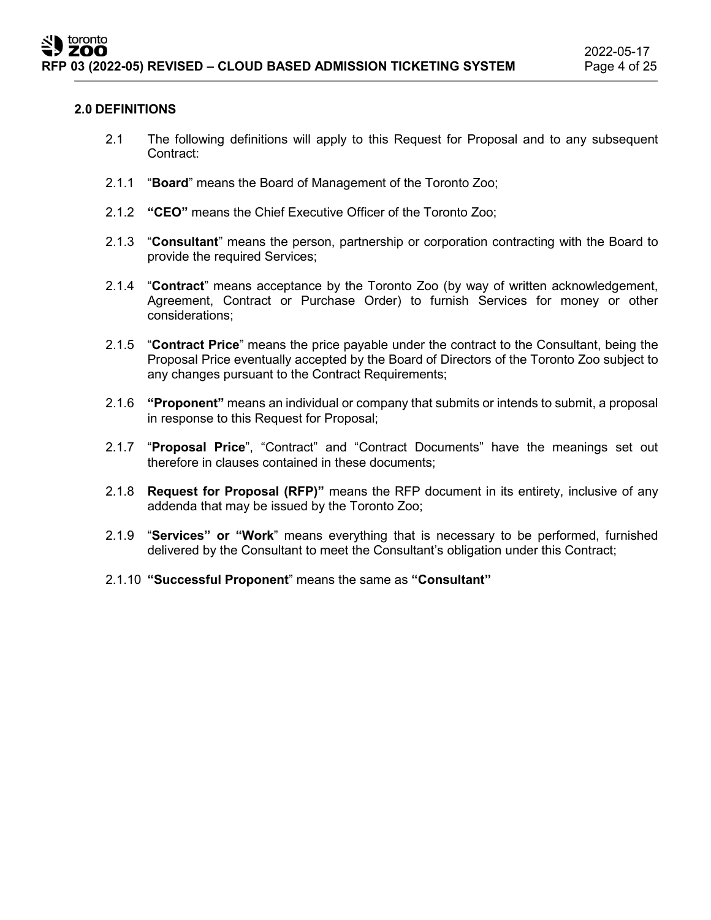## 2.0 DEFINITIONS

2.1 The following definitions will apply to this Request for Proposal and to any subsequent Contract:

2.1.1 "**Board**" means the Board of Management of the Toronto Zoo;

2.1.2 **"CEO"** means the Chief Executive Officer of the Toronto Zoo;

2.1.3 "**Consultant**" means the person, partnership or corporation contracting with the Board to provide the required Services;

2.1.4 "**Contract**" means acceptance by the Toronto Zoo (by way of written acknowledgement, Agreement, Contract or Purchase Order) to furnish Services for money or other considerations;

2.1.5 "**Contract Price**" means the price payable under the contract to the Consultant, being the Proposal Price eventually accepted by the Board of Directors of the Toronto Zoo subject to any changes pursuant to the Contract Requirements;

2.1.6 **"Proponent"** means an individual or company that submits or intends to submit, a proposal in response to this Request for Proposal;

2.1.7 "**Proposal Price**", "Contract" and "Contract Documents" have the meanings set out therefore in clauses contained in these documents;

2.1.8 **Request for Proposal (RFP)"** means the RFP document in its entirety, inclusive of any addenda that may be issued by the Toronto Zoo;

2.1.9 "**Services" or "Work**" means everything that is necessary to be performed, furnished delivered by the Consultant to meet the Consultant's obligation under this Contract;

2.1.10 **"Successful Proponent**" means the same as **"Consultant"**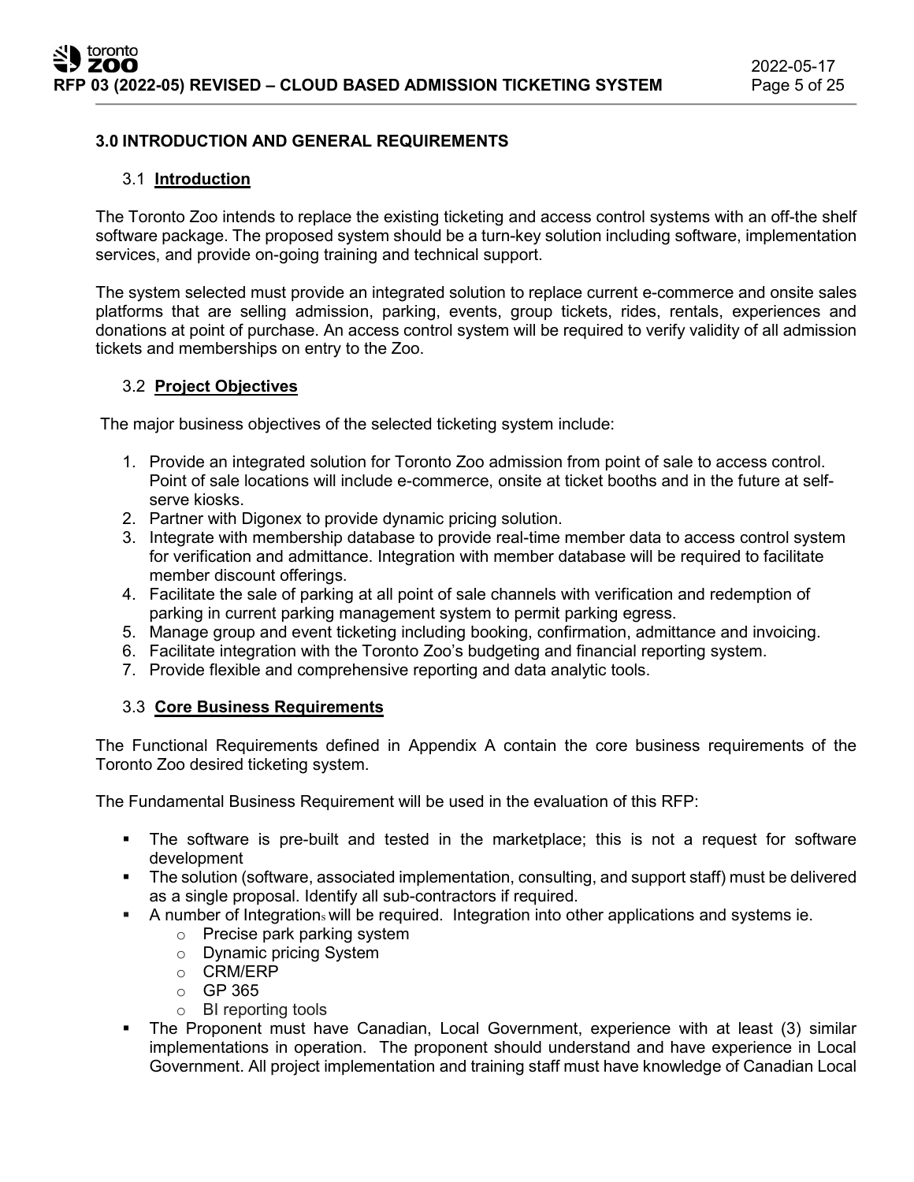## 3.0 INTRODUCTION AND GENERAL REQUIREMENTS

### 3.1 Introduction

The Toronto Zoo intends to replace the existing ticketing and access control systems with an off-the shelf software package. The proposed system should be a turn-key solution including software, implementation services, and provide on-going training and technical support.

The system selected must provide an integrated solution to replace current e-commerce and onsite sales platforms that are selling admission, parking, events, group tickets, rides, rentals, experiences and donations at point of purchase. An access control system will be required to verify validity of all admission tickets and memberships on entry to the Zoo.

### 3.2 Project Objectives

The major business objectives of the selected ticketing system include:

1. Provide an integrated solution for Toronto Zoo admission from point of sale to access control. Point of sale locations will include e-commerce, onsite at ticket booths and in the future at self-serve kiosks.
2. Partner with Digonex to provide dynamic pricing solution.
3. Integrate with membership database to provide real-time member data to access control system for verification and admittance. Integration with member database will be required to facilitate member discount offerings.
4. Facilitate the sale of parking at all point of sale channels with verification and redemption of parking in current parking management system to permit parking egress.
5. Manage group and event ticketing including booking, confirmation, admittance and invoicing.
6. Facilitate integration with the Toronto Zoo's budgeting and financial reporting system.
7. Provide flexible and comprehensive reporting and data analytic tools.

### 3.3 Core Business Requirements

The Functional Requirements defined in Appendix A contain the core business requirements of the Toronto Zoo desired ticketing system.

The Fundamental Business Requirement will be used in the evaluation of this RFP:

- The software is pre-built and tested in the marketplace; this is not a request for software development
- The solution (software, associated implementation, consulting, and support staff) must be delivered as a single proposal. Identify all sub-contractors if required.
- A number of Integrations will be required. Integration into other applications and systems ie.
  - Precise park parking system
  - Dynamic pricing System
  - CRM/ERP
  - GP 365
  - BI reporting tools
- The Proponent must have Canadian, Local Government, experience with at least (3) similar implementations in operation. The proponent should understand and have experience in Local Government. All project implementation and training staff must have knowledge of Canadian Local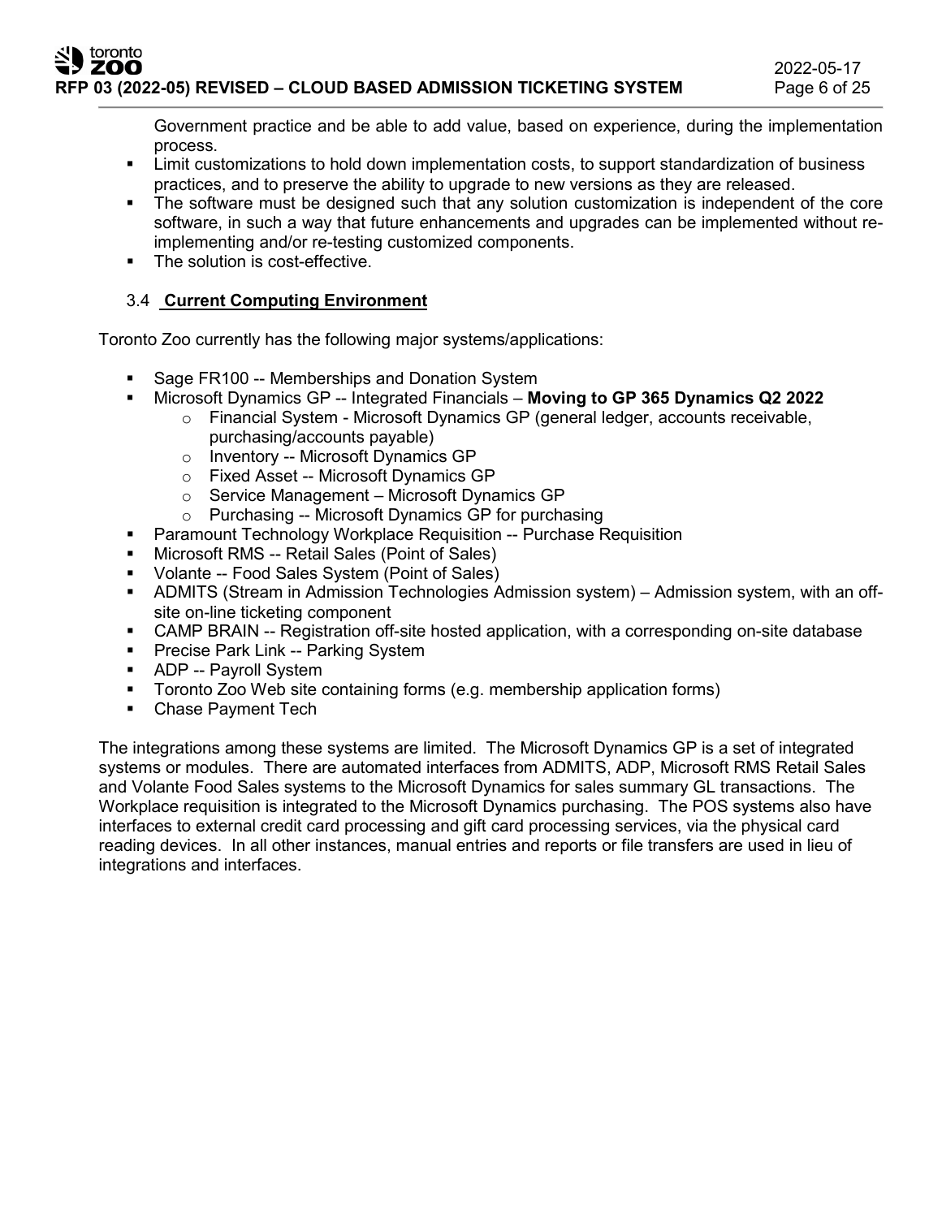Government practice and be able to add value, based on experience, during the implementation process.

- Limit customizations to hold down implementation costs, to support standardization of business practices, and to preserve the ability to upgrade to new versions as they are released.
- The software must be designed such that any solution customization is independent of the core software, in such a way that future enhancements and upgrades can be implemented without re-implementing and/or re-testing customized components.
- The solution is cost-effective.

### 3.4 Current Computing Environment

Toronto Zoo currently has the following major systems/applications:

- Sage FR100 -- Memberships and Donation System
- Microsoft Dynamics GP -- Integrated Financials – **Moving to GP 365 Dynamics Q2 2022**
  - Financial System - Microsoft Dynamics GP (general ledger, accounts receivable, purchasing/accounts payable)
  - Inventory -- Microsoft Dynamics GP
  - Fixed Asset -- Microsoft Dynamics GP
  - Service Management – Microsoft Dynamics GP
  - Purchasing -- Microsoft Dynamics GP for purchasing
- Paramount Technology Workplace Requisition -- Purchase Requisition
- Microsoft RMS -- Retail Sales (Point of Sales)
- Volante -- Food Sales System (Point of Sales)
- ADMITS (Stream in Admission Technologies Admission system) – Admission system, with an off-site on-line ticketing component
- CAMP BRAIN -- Registration off-site hosted application, with a corresponding on-site database
- Precise Park Link -- Parking System
- ADP -- Payroll System
- Toronto Zoo Web site containing forms (e.g. membership application forms)
- Chase Payment Tech

The integrations among these systems are limited. The Microsoft Dynamics GP is a set of integrated systems or modules. There are automated interfaces from ADMITS, ADP, Microsoft RMS Retail Sales and Volante Food Sales systems to the Microsoft Dynamics for sales summary GL transactions. The Workplace requisition is integrated to the Microsoft Dynamics purchasing. The POS systems also have interfaces to external credit card processing and gift card processing services, via the physical card reading devices. In all other instances, manual entries and reports or file transfers are used in lieu of integrations and interfaces.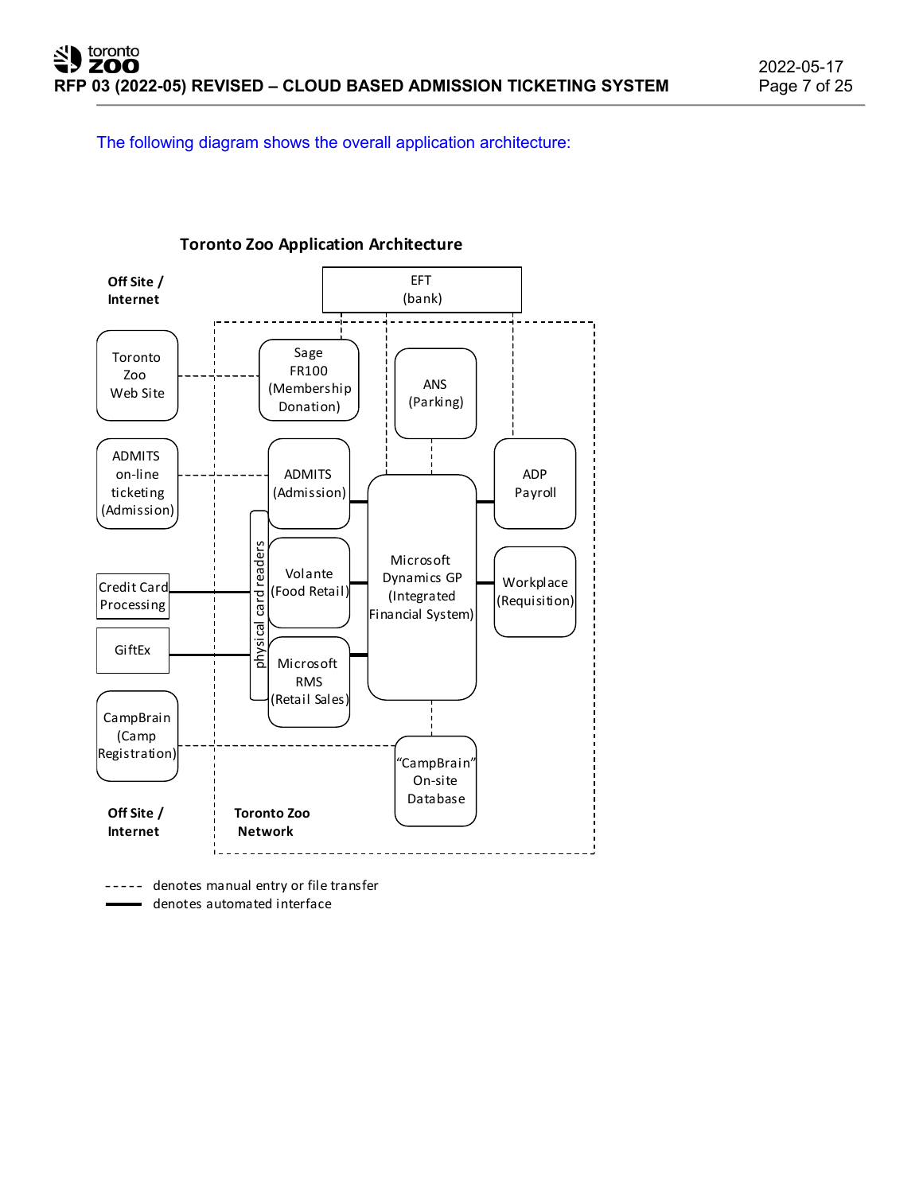The following diagram shows the overall application architecture:

**Toronto Zoo Application Architecture**

**Off Site / Internet**

EFT (bank)

Toronto Zoo Web Site

Sage FR100 (Membership Donation)

ANS (Parking)

ADMITS on-line ticketing (Admission)

ADMITS (Admission)

Microsoft Dynamics GP (Integrated Financial System)

ADP Payroll

physical card readers

Credit Card Processing

Volante (Food Retail)

Workplace (Requisition)

GiftEx

Microsoft RMS (Retail Sales)

CampBrain (Camp Registration)

"CampBrain" On-site Database

**Off Site / Internet**

**Toronto Zoo Network**

----- denotes manual entry or file transfer

━━━ denotes automated interface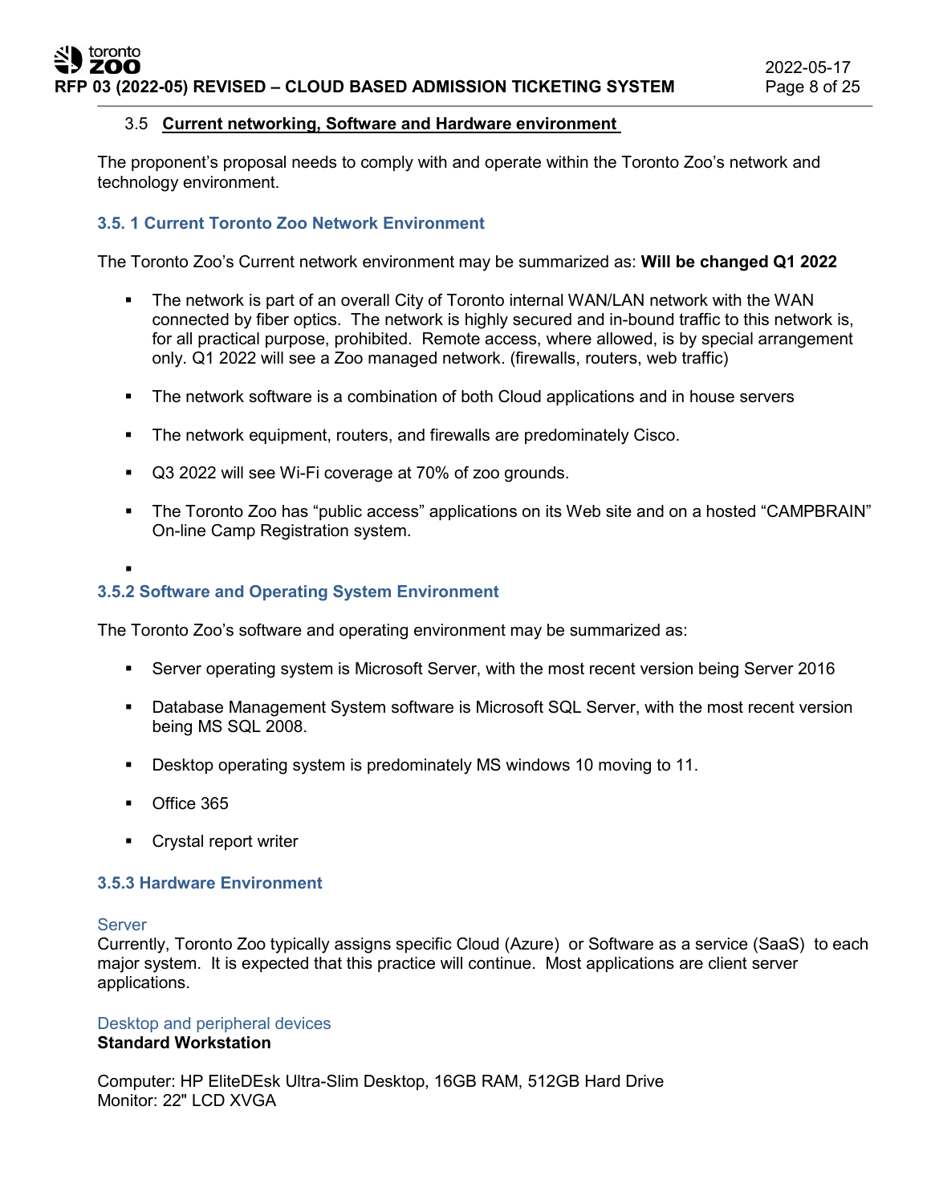### 3.5 Current networking, Software and Hardware environment

The proponent's proposal needs to comply with and operate within the Toronto Zoo's network and technology environment.

#### 3.5. 1 Current Toronto Zoo Network Environment

The Toronto Zoo's Current network environment may be summarized as: **Will be changed Q1 2022**

- The network is part of an overall City of Toronto internal WAN/LAN network with the WAN connected by fiber optics. The network is highly secured and in-bound traffic to this network is, for all practical purpose, prohibited. Remote access, where allowed, is by special arrangement only. Q1 2022 will see a Zoo managed network. (firewalls, routers, web traffic)
- The network software is a combination of both Cloud applications and in house servers
- The network equipment, routers, and firewalls are predominately Cisco.
- Q3 2022 will see Wi-Fi coverage at 70% of zoo grounds.
- The Toronto Zoo has "public access" applications on its Web site and on a hosted "CAMPBRAIN" On-line Camp Registration system.

#### 3.5.2 Software and Operating System Environment

The Toronto Zoo's software and operating environment may be summarized as:

- Server operating system is Microsoft Server, with the most recent version being Server 2016
- Database Management System software is Microsoft SQL Server, with the most recent version being MS SQL 2008.
- Desktop operating system is predominately MS windows 10 moving to 11.
- Office 365
- Crystal report writer

#### 3.5.3 Hardware Environment

Server

Currently, Toronto Zoo typically assigns specific Cloud (Azure) or Software as a service (SaaS) to each major system. It is expected that this practice will continue. Most applications are client server applications.

Desktop and peripheral devices

**Standard Workstation**

Computer: HP EliteDEsk Ultra-Slim Desktop, 16GB RAM, 512GB Hard Drive
Monitor: 22" LCD XVGA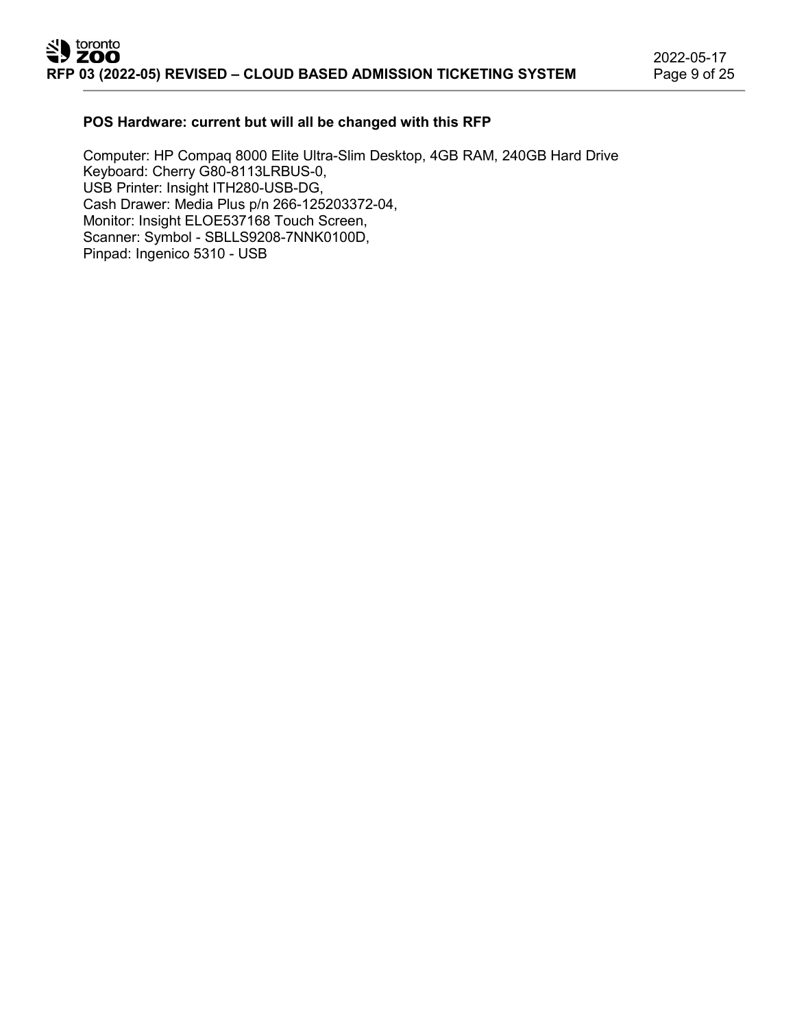**POS Hardware: current but will all be changed with this RFP**

Computer: HP Compaq 8000 Elite Ultra-Slim Desktop, 4GB RAM, 240GB Hard Drive
Keyboard: Cherry G80-8113LRBUS-0,
USB Printer: Insight ITH280-USB-DG,
Cash Drawer: Media Plus p/n 266-125203372-04,
Monitor: Insight ELOE537168 Touch Screen,
Scanner: Symbol - SBLLS9208-7NNK0100D,
Pinpad: Ingenico 5310 - USB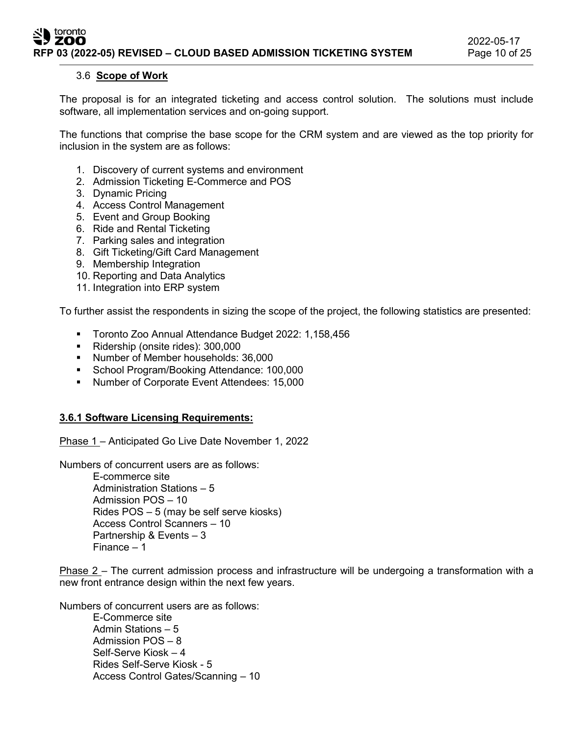### 3.6 **Scope of Work**

The proposal is for an integrated ticketing and access control solution. The solutions must include software, all implementation services and on-going support.

The functions that comprise the base scope for the CRM system and are viewed as the top priority for inclusion in the system are as follows:

1. Discovery of current systems and environment
2. Admission Ticketing E-Commerce and POS
3. Dynamic Pricing
4. Access Control Management
5. Event and Group Booking
6. Ride and Rental Ticketing
7. Parking sales and integration
8. Gift Ticketing/Gift Card Management
9. Membership Integration
10. Reporting and Data Analytics
11. Integration into ERP system

To further assist the respondents in sizing the scope of the project, the following statistics are presented:

- Toronto Zoo Annual Attendance Budget 2022: 1,158,456
- Ridership (onsite rides): 300,000
- Number of Member households: 36,000
- School Program/Booking Attendance: 100,000
- Number of Corporate Event Attendees: 15,000

#### **3.6.1 Software Licensing Requirements:**

Phase 1 – Anticipated Go Live Date November 1, 2022

Numbers of concurrent users are as follows:

E-commerce site
Administration Stations – 5
Admission POS – 10
Rides POS – 5 (may be self serve kiosks)
Access Control Scanners – 10
Partnership & Events – 3
Finance – 1

Phase 2 – The current admission process and infrastructure will be undergoing a transformation with a new front entrance design within the next few years.

Numbers of concurrent users are as follows:

E-Commerce site
Admin Stations – 5
Admission POS – 8
Self-Serve Kiosk – 4
Rides Self-Serve Kiosk - 5
Access Control Gates/Scanning – 10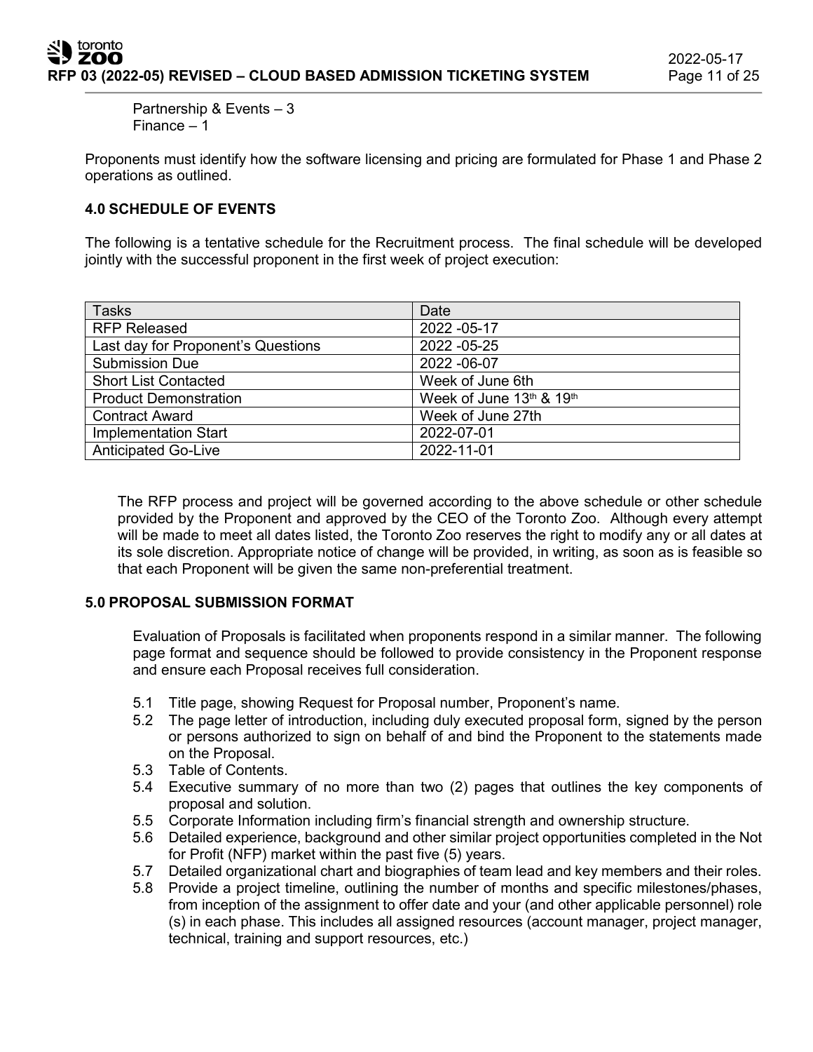Partnership & Events – 3
Finance – 1

Proponents must identify how the software licensing and pricing are formulated for Phase 1 and Phase 2 operations as outlined.

### 4.0 SCHEDULE OF EVENTS

The following is a tentative schedule for the Recruitment process. The final schedule will be developed jointly with the successful proponent in the first week of project execution:

| Tasks | Date |
|---|---|
| RFP Released | 2022 -05-17 |
| Last day for Proponent's Questions | 2022 -05-25 |
| Submission Due | 2022 -06-07 |
| Short List Contacted | Week of June 6th |
| Product Demonstration | Week of June 13th & 19th |
| Contract Award | Week of June 27th |
| Implementation Start | 2022-07-01 |
| Anticipated Go-Live | 2022-11-01 |

The RFP process and project will be governed according to the above schedule or other schedule provided by the Proponent and approved by the CEO of the Toronto Zoo. Although every attempt will be made to meet all dates listed, the Toronto Zoo reserves the right to modify any or all dates at its sole discretion. Appropriate notice of change will be provided, in writing, as soon as is feasible so that each Proponent will be given the same non-preferential treatment.

### 5.0 PROPOSAL SUBMISSION FORMAT

Evaluation of Proposals is facilitated when proponents respond in a similar manner. The following page format and sequence should be followed to provide consistency in the Proponent response and ensure each Proposal receives full consideration.

5.1 Title page, showing Request for Proposal number, Proponent's name.
5.2 The page letter of introduction, including duly executed proposal form, signed by the person or persons authorized to sign on behalf of and bind the Proponent to the statements made on the Proposal.
5.3 Table of Contents.
5.4 Executive summary of no more than two (2) pages that outlines the key components of proposal and solution.
5.5 Corporate Information including firm's financial strength and ownership structure.
5.6 Detailed experience, background and other similar project opportunities completed in the Not for Profit (NFP) market within the past five (5) years.
5.7 Detailed organizational chart and biographies of team lead and key members and their roles.
5.8 Provide a project timeline, outlining the number of months and specific milestones/phases, from inception of the assignment to offer date and your (and other applicable personnel) role (s) in each phase. This includes all assigned resources (account manager, project manager, technical, training and support resources, etc.)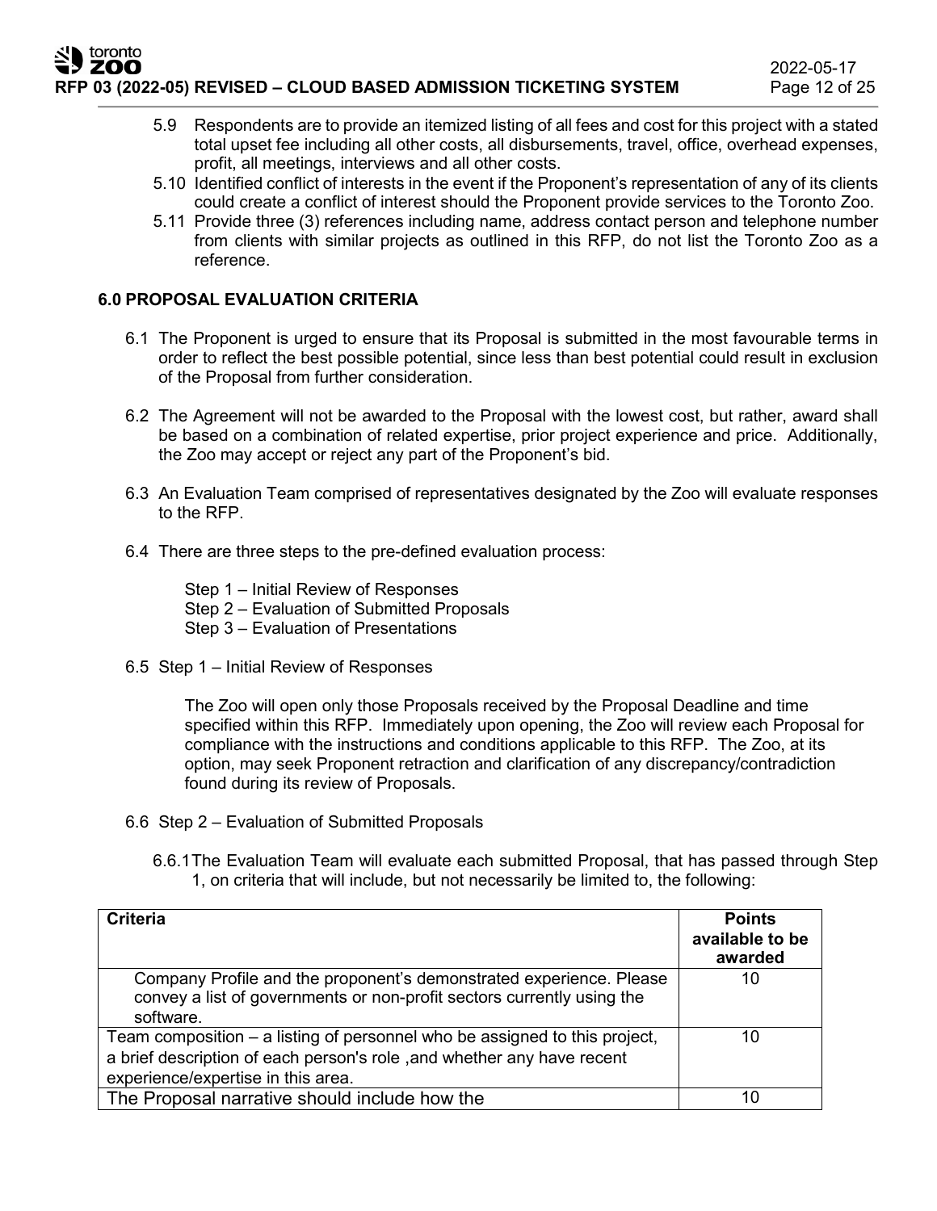5.9 Respondents are to provide an itemized listing of all fees and cost for this project with a stated total upset fee including all other costs, all disbursements, travel, office, overhead expenses, profit, all meetings, interviews and all other costs.

5.10 Identified conflict of interests in the event if the Proponent's representation of any of its clients could create a conflict of interest should the Proponent provide services to the Toronto Zoo.

5.11 Provide three (3) references including name, address contact person and telephone number from clients with similar projects as outlined in this RFP, do not list the Toronto Zoo as a reference.

## 6.0 PROPOSAL EVALUATION CRITERIA

6.1 The Proponent is urged to ensure that its Proposal is submitted in the most favourable terms in order to reflect the best possible potential, since less than best potential could result in exclusion of the Proposal from further consideration.

6.2 The Agreement will not be awarded to the Proposal with the lowest cost, but rather, award shall be based on a combination of related expertise, prior project experience and price. Additionally, the Zoo may accept or reject any part of the Proponent's bid.

6.3 An Evaluation Team comprised of representatives designated by the Zoo will evaluate responses to the RFP.

6.4 There are three steps to the pre-defined evaluation process:

Step 1 – Initial Review of Responses
Step 2 – Evaluation of Submitted Proposals
Step 3 – Evaluation of Presentations

6.5 Step 1 – Initial Review of Responses

The Zoo will open only those Proposals received by the Proposal Deadline and time specified within this RFP. Immediately upon opening, the Zoo will review each Proposal for compliance with the instructions and conditions applicable to this RFP. The Zoo, at its option, may seek Proponent retraction and clarification of any discrepancy/contradiction found during its review of Proposals.

6.6 Step 2 – Evaluation of Submitted Proposals

6.6.1 The Evaluation Team will evaluate each submitted Proposal, that has passed through Step 1, on criteria that will include, but not necessarily be limited to, the following:

| Criteria | Points available to be awarded |
|---|---|
| Company Profile and the proponent's demonstrated experience. Please convey a list of governments or non-profit sectors currently using the software. | 10 |
| Team composition – a listing of personnel who be assigned to this project, a brief description of each person's role ,and whether any have recent experience/expertise in this area. | 10 |
| The Proposal narrative should include how the | 10 |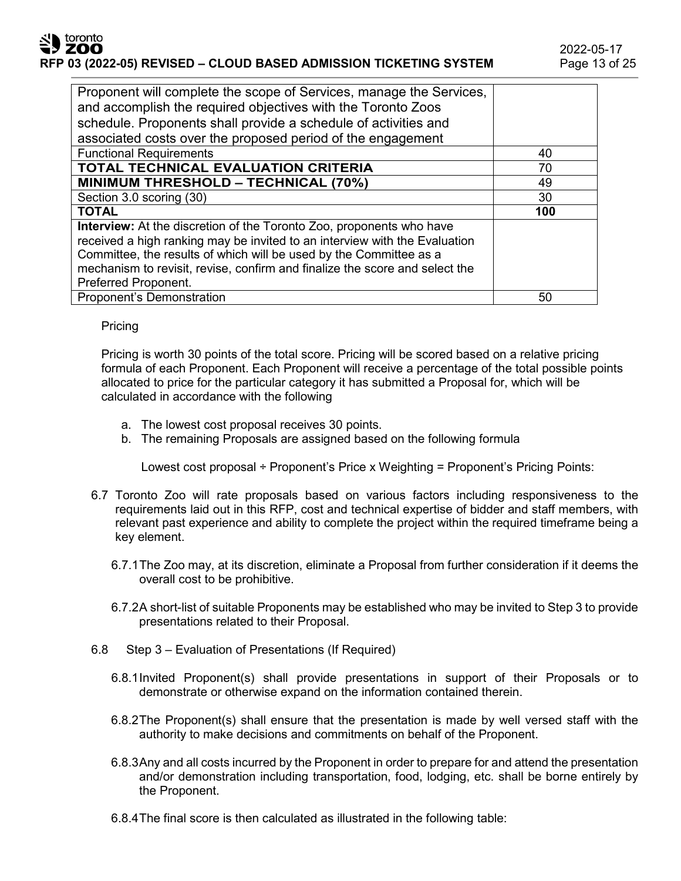| | |
|---|---|
| Proponent will complete the scope of Services, manage the Services, and accomplish the required objectives with the Toronto Zoos schedule. Proponents shall provide a schedule of activities and associated costs over the proposed period of the engagement | |
| Functional Requirements | 40 |
| **TOTAL TECHNICAL EVALUATION CRITERIA** | 70 |
| **MINIMUM THRESHOLD – TECHNICAL (70%)** | 49 |
| Section 3.0 scoring (30) | 30 |
| **TOTAL** | **100** |
| **Interview:** At the discretion of the Toronto Zoo, proponents who have received a high ranking may be invited to an interview with the Evaluation Committee, the results of which will be used by the Committee as a mechanism to revisit, revise, confirm and finalize the score and select the Preferred Proponent. | |
| Proponent's Demonstration | 50 |

Pricing

Pricing is worth 30 points of the total score. Pricing will be scored based on a relative pricing formula of each Proponent. Each Proponent will receive a percentage of the total possible points allocated to price for the particular category it has submitted a Proposal for, which will be calculated in accordance with the following

a. The lowest cost proposal receives 30 points.
b. The remaining Proposals are assigned based on the following formula

Lowest cost proposal ÷ Proponent's Price x Weighting = Proponent's Pricing Points:

6.7 Toronto Zoo will rate proposals based on various factors including responsiveness to the requirements laid out in this RFP, cost and technical expertise of bidder and staff members, with relevant past experience and ability to complete the project within the required timeframe being a key element.

6.7.1 The Zoo may, at its discretion, eliminate a Proposal from further consideration if it deems the overall cost to be prohibitive.

6.7.2 A short-list of suitable Proponents may be established who may be invited to Step 3 to provide presentations related to their Proposal.

6.8 Step 3 – Evaluation of Presentations (If Required)

6.8.1 Invited Proponent(s) shall provide presentations in support of their Proposals or to demonstrate or otherwise expand on the information contained therein.

6.8.2 The Proponent(s) shall ensure that the presentation is made by well versed staff with the authority to make decisions and commitments on behalf of the Proponent.

6.8.3 Any and all costs incurred by the Proponent in order to prepare for and attend the presentation and/or demonstration including transportation, food, lodging, etc. shall be borne entirely by the Proponent.

6.8.4 The final score is then calculated as illustrated in the following table: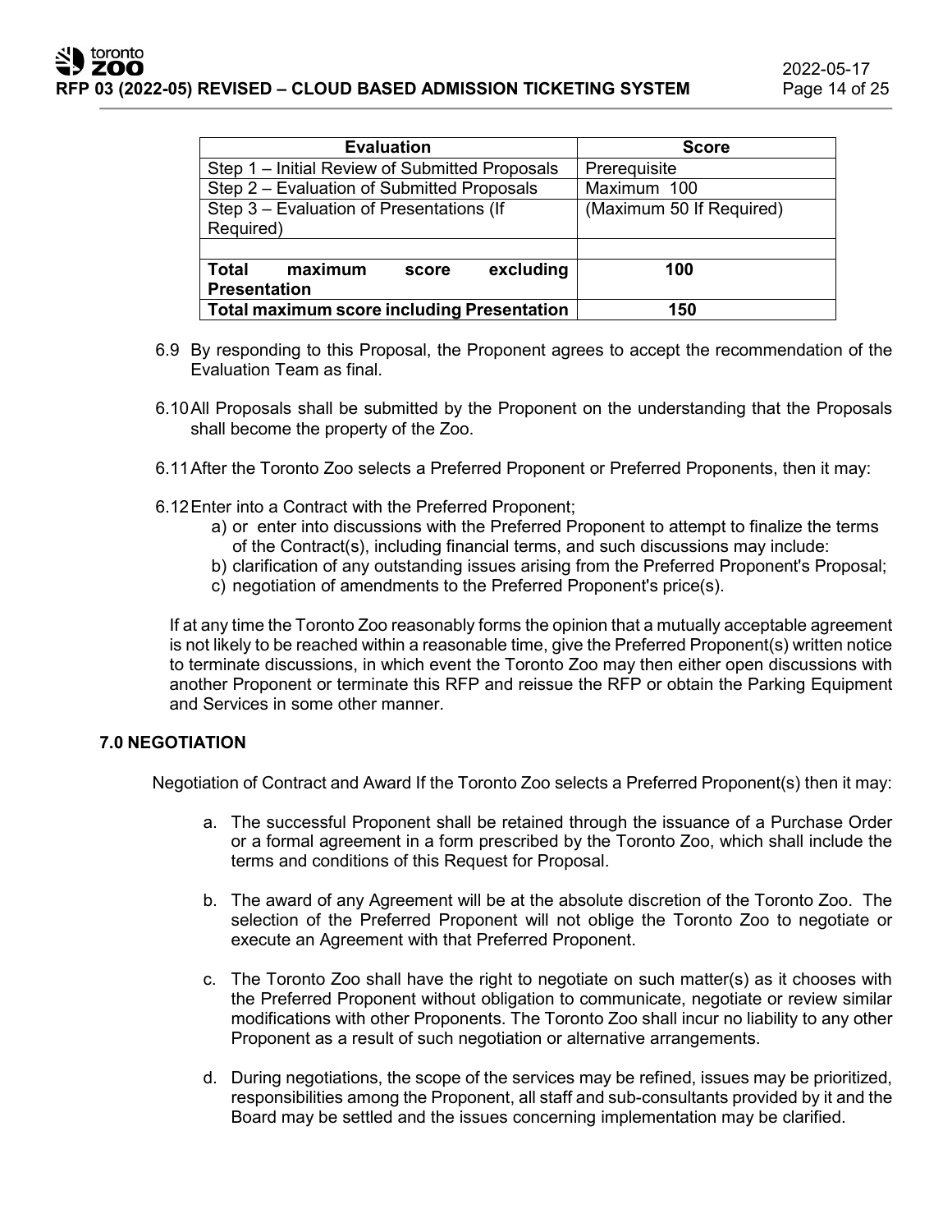| Evaluation | Score |
|---|---|
| Step 1 – Initial Review of Submitted Proposals | Prerequisite |
| Step 2 – Evaluation of Submitted Proposals | Maximum 100 |
| Step 3 – Evaluation of Presentations (If Required) | (Maximum 50 If Required) |
| | |
| **Total maximum score excluding Presentation** | **100** |
| **Total maximum score including Presentation** | **150** |

6.9 By responding to this Proposal, the Proponent agrees to accept the recommendation of the Evaluation Team as final.

6.10 All Proposals shall be submitted by the Proponent on the understanding that the Proposals shall become the property of the Zoo.

6.11 After the Toronto Zoo selects a Preferred Proponent or Preferred Proponents, then it may:

6.12 Enter into a Contract with the Preferred Proponent;

a) or enter into discussions with the Preferred Proponent to attempt to finalize the terms of the Contract(s), including financial terms, and such discussions may include:
b) clarification of any outstanding issues arising from the Preferred Proponent's Proposal;
c) negotiation of amendments to the Preferred Proponent's price(s).

If at any time the Toronto Zoo reasonably forms the opinion that a mutually acceptable agreement is not likely to be reached within a reasonable time, give the Preferred Proponent(s) written notice to terminate discussions, in which event the Toronto Zoo may then either open discussions with another Proponent or terminate this RFP and reissue the RFP or obtain the Parking Equipment and Services in some other manner.

## 7.0 NEGOTIATION

Negotiation of Contract and Award If the Toronto Zoo selects a Preferred Proponent(s) then it may:

a. The successful Proponent shall be retained through the issuance of a Purchase Order or a formal agreement in a form prescribed by the Toronto Zoo, which shall include the terms and conditions of this Request for Proposal.

b. The award of any Agreement will be at the absolute discretion of the Toronto Zoo. The selection of the Preferred Proponent will not oblige the Toronto Zoo to negotiate or execute an Agreement with that Preferred Proponent.

c. The Toronto Zoo shall have the right to negotiate on such matter(s) as it chooses with the Preferred Proponent without obligation to communicate, negotiate or review similar modifications with other Proponents. The Toronto Zoo shall incur no liability to any other Proponent as a result of such negotiation or alternative arrangements.

d. During negotiations, the scope of the services may be refined, issues may be prioritized, responsibilities among the Proponent, all staff and sub-consultants provided by it and the Board may be settled and the issues concerning implementation may be clarified.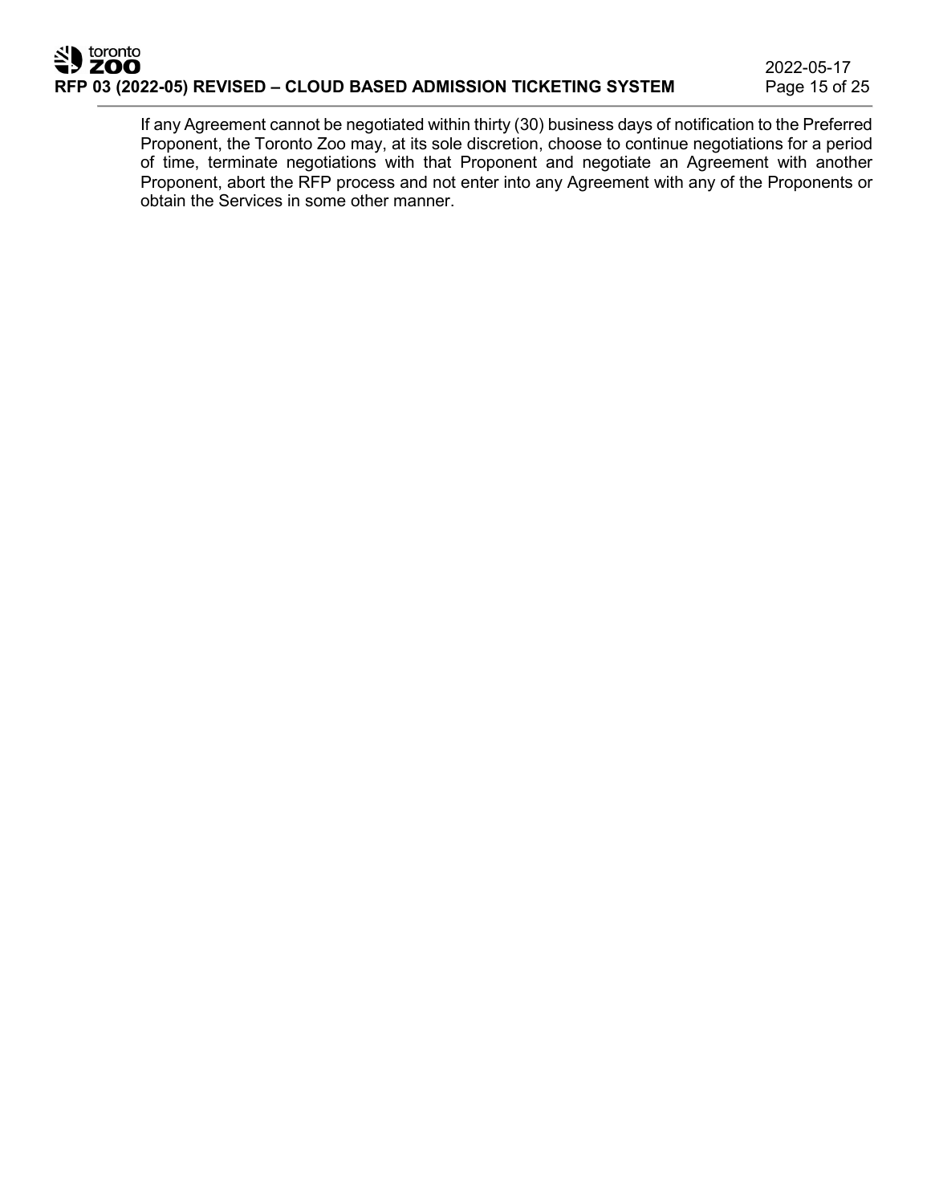If any Agreement cannot be negotiated within thirty (30) business days of notification to the Preferred Proponent, the Toronto Zoo may, at its sole discretion, choose to continue negotiations for a period of time, terminate negotiations with that Proponent and negotiate an Agreement with another Proponent, abort the RFP process and not enter into any Agreement with any of the Proponents or obtain the Services in some other manner.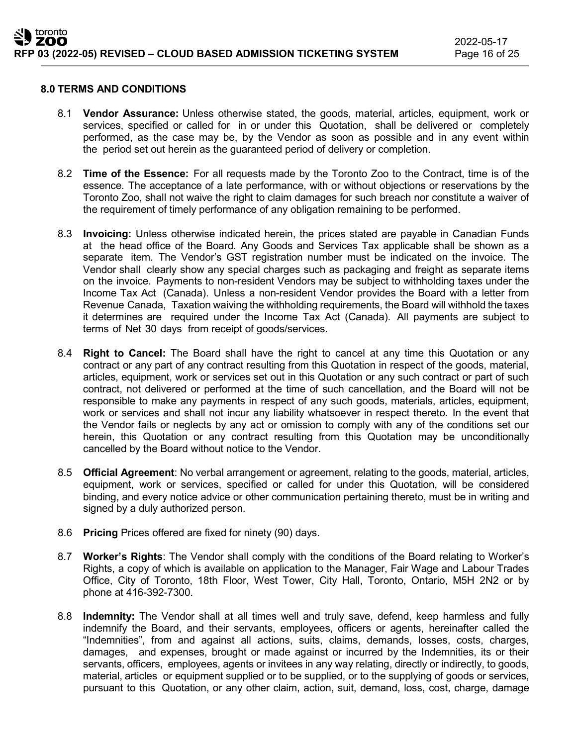## 8.0 TERMS AND CONDITIONS

8.1 **Vendor Assurance:** Unless otherwise stated, the goods, material, articles, equipment, work or services, specified or called for in or under this Quotation, shall be delivered or completely performed, as the case may be, by the Vendor as soon as possible and in any event within the period set out herein as the guaranteed period of delivery or completion.

8.2 **Time of the Essence:** For all requests made by the Toronto Zoo to the Contract, time is of the essence. The acceptance of a late performance, with or without objections or reservations by the Toronto Zoo, shall not waive the right to claim damages for such breach nor constitute a waiver of the requirement of timely performance of any obligation remaining to be performed.

8.3 **Invoicing:** Unless otherwise indicated herein, the prices stated are payable in Canadian Funds at the head office of the Board. Any Goods and Services Tax applicable shall be shown as a separate item. The Vendor's GST registration number must be indicated on the invoice. The Vendor shall clearly show any special charges such as packaging and freight as separate items on the invoice. Payments to non-resident Vendors may be subject to withholding taxes under the Income Tax Act (Canada). Unless a non-resident Vendor provides the Board with a letter from Revenue Canada, Taxation waiving the withholding requirements, the Board will withhold the taxes it determines are required under the Income Tax Act (Canada). All payments are subject to terms of Net 30 days from receipt of goods/services.

8.4 **Right to Cancel:** The Board shall have the right to cancel at any time this Quotation or any contract or any part of any contract resulting from this Quotation in respect of the goods, material, articles, equipment, work or services set out in this Quotation or any such contract or part of such contract, not delivered or performed at the time of such cancellation, and the Board will not be responsible to make any payments in respect of any such goods, materials, articles, equipment, work or services and shall not incur any liability whatsoever in respect thereto. In the event that the Vendor fails or neglects by any act or omission to comply with any of the conditions set our herein, this Quotation or any contract resulting from this Quotation may be unconditionally cancelled by the Board without notice to the Vendor.

8.5 **Official Agreement**: No verbal arrangement or agreement, relating to the goods, material, articles, equipment, work or services, specified or called for under this Quotation, will be considered binding, and every notice advice or other communication pertaining thereto, must be in writing and signed by a duly authorized person.

8.6 **Pricing** Prices offered are fixed for ninety (90) days.

8.7 **Worker's Rights**: The Vendor shall comply with the conditions of the Board relating to Worker's Rights, a copy of which is available on application to the Manager, Fair Wage and Labour Trades Office, City of Toronto, 18th Floor, West Tower, City Hall, Toronto, Ontario, M5H 2N2 or by phone at 416-392-7300.

8.8 **Indemnity:** The Vendor shall at all times well and truly save, defend, keep harmless and fully indemnify the Board, and their servants, employees, officers or agents, hereinafter called the "Indemnities", from and against all actions, suits, claims, demands, losses, costs, charges, damages, and expenses, brought or made against or incurred by the Indemnities, its or their servants, officers, employees, agents or invitees in any way relating, directly or indirectly, to goods, material, articles or equipment supplied or to be supplied, or to the supplying of goods or services, pursuant to this Quotation, or any other claim, action, suit, demand, loss, cost, charge, damage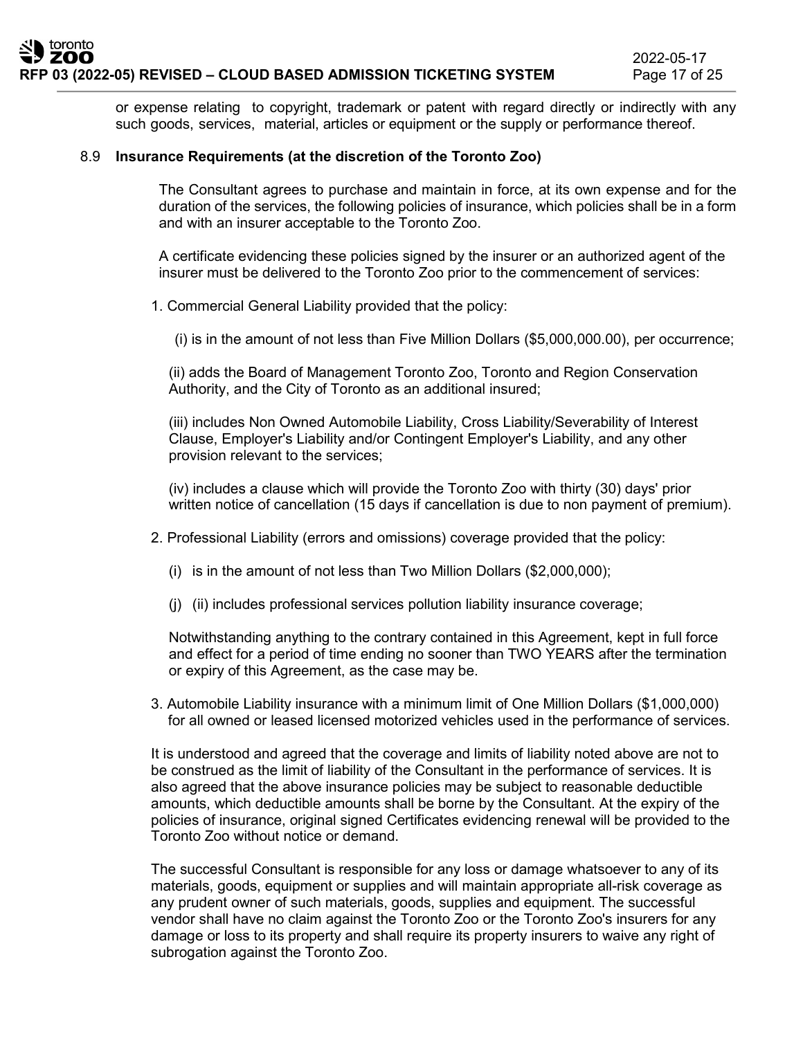or expense relating to copyright, trademark or patent with regard directly or indirectly with any such goods, services, material, articles or equipment or the supply or performance thereof.

### 8.9 Insurance Requirements (at the discretion of the Toronto Zoo)

The Consultant agrees to purchase and maintain in force, at its own expense and for the duration of the services, the following policies of insurance, which policies shall be in a form and with an insurer acceptable to the Toronto Zoo.

A certificate evidencing these policies signed by the insurer or an authorized agent of the insurer must be delivered to the Toronto Zoo prior to the commencement of services:

1. Commercial General Liability provided that the policy:

   (i) is in the amount of not less than Five Million Dollars ($5,000,000.00), per occurrence;

   (ii) adds the Board of Management Toronto Zoo, Toronto and Region Conservation Authority, and the City of Toronto as an additional insured;

   (iii) includes Non Owned Automobile Liability, Cross Liability/Severability of Interest Clause, Employer's Liability and/or Contingent Employer's Liability, and any other provision relevant to the services;

   (iv) includes a clause which will provide the Toronto Zoo with thirty (30) days' prior written notice of cancellation (15 days if cancellation is due to non payment of premium).

2. Professional Liability (errors and omissions) coverage provided that the policy:

   (i) is in the amount of not less than Two Million Dollars ($2,000,000);

   (j) (ii) includes professional services pollution liability insurance coverage;

   Notwithstanding anything to the contrary contained in this Agreement, kept in full force and effect for a period of time ending no sooner than TWO YEARS after the termination or expiry of this Agreement, as the case may be.

3. Automobile Liability insurance with a minimum limit of One Million Dollars ($1,000,000) for all owned or leased licensed motorized vehicles used in the performance of services.

It is understood and agreed that the coverage and limits of liability noted above are not to be construed as the limit of liability of the Consultant in the performance of services. It is also agreed that the above insurance policies may be subject to reasonable deductible amounts, which deductible amounts shall be borne by the Consultant. At the expiry of the policies of insurance, original signed Certificates evidencing renewal will be provided to the Toronto Zoo without notice or demand.

The successful Consultant is responsible for any loss or damage whatsoever to any of its materials, goods, equipment or supplies and will maintain appropriate all-risk coverage as any prudent owner of such materials, goods, supplies and equipment. The successful vendor shall have no claim against the Toronto Zoo or the Toronto Zoo's insurers for any damage or loss to its property and shall require its property insurers to waive any right of subrogation against the Toronto Zoo.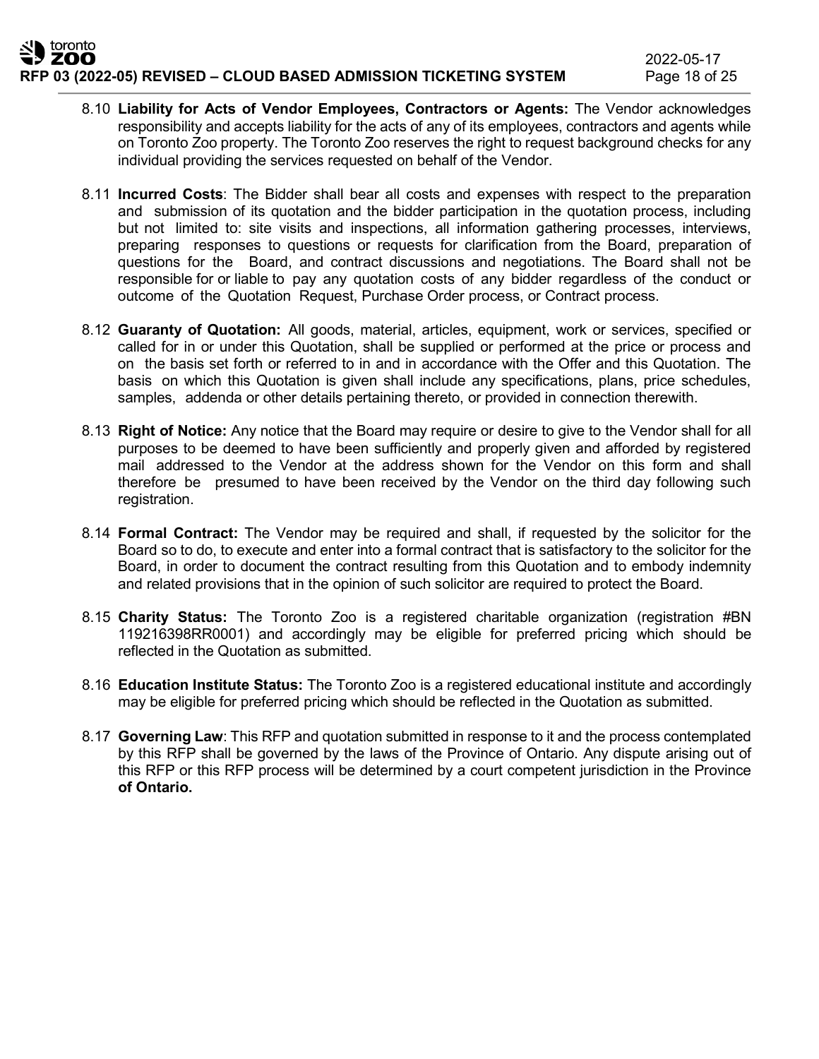8.10 **Liability for Acts of Vendor Employees, Contractors or Agents:** The Vendor acknowledges responsibility and accepts liability for the acts of any of its employees, contractors and agents while on Toronto Zoo property. The Toronto Zoo reserves the right to request background checks for any individual providing the services requested on behalf of the Vendor.

8.11 **Incurred Costs**: The Bidder shall bear all costs and expenses with respect to the preparation and submission of its quotation and the bidder participation in the quotation process, including but not limited to: site visits and inspections, all information gathering processes, interviews, preparing responses to questions or requests for clarification from the Board, preparation of questions for the Board, and contract discussions and negotiations. The Board shall not be responsible for or liable to pay any quotation costs of any bidder regardless of the conduct or outcome of the Quotation Request, Purchase Order process, or Contract process.

8.12 **Guaranty of Quotation:** All goods, material, articles, equipment, work or services, specified or called for in or under this Quotation, shall be supplied or performed at the price or process and on the basis set forth or referred to in and in accordance with the Offer and this Quotation. The basis on which this Quotation is given shall include any specifications, plans, price schedules, samples, addenda or other details pertaining thereto, or provided in connection therewith.

8.13 **Right of Notice:** Any notice that the Board may require or desire to give to the Vendor shall for all purposes to be deemed to have been sufficiently and properly given and afforded by registered mail addressed to the Vendor at the address shown for the Vendor on this form and shall therefore be presumed to have been received by the Vendor on the third day following such registration.

8.14 **Formal Contract:** The Vendor may be required and shall, if requested by the solicitor for the Board so to do, to execute and enter into a formal contract that is satisfactory to the solicitor for the Board, in order to document the contract resulting from this Quotation and to embody indemnity and related provisions that in the opinion of such solicitor are required to protect the Board.

8.15 **Charity Status:** The Toronto Zoo is a registered charitable organization (registration #BN 119216398RR0001) and accordingly may be eligible for preferred pricing which should be reflected in the Quotation as submitted.

8.16 **Education Institute Status:** The Toronto Zoo is a registered educational institute and accordingly may be eligible for preferred pricing which should be reflected in the Quotation as submitted.

8.17 **Governing Law**: This RFP and quotation submitted in response to it and the process contemplated by this RFP shall be governed by the laws of the Province of Ontario. Any dispute arising out of this RFP or this RFP process will be determined by a court competent jurisdiction in the Province **of Ontario.**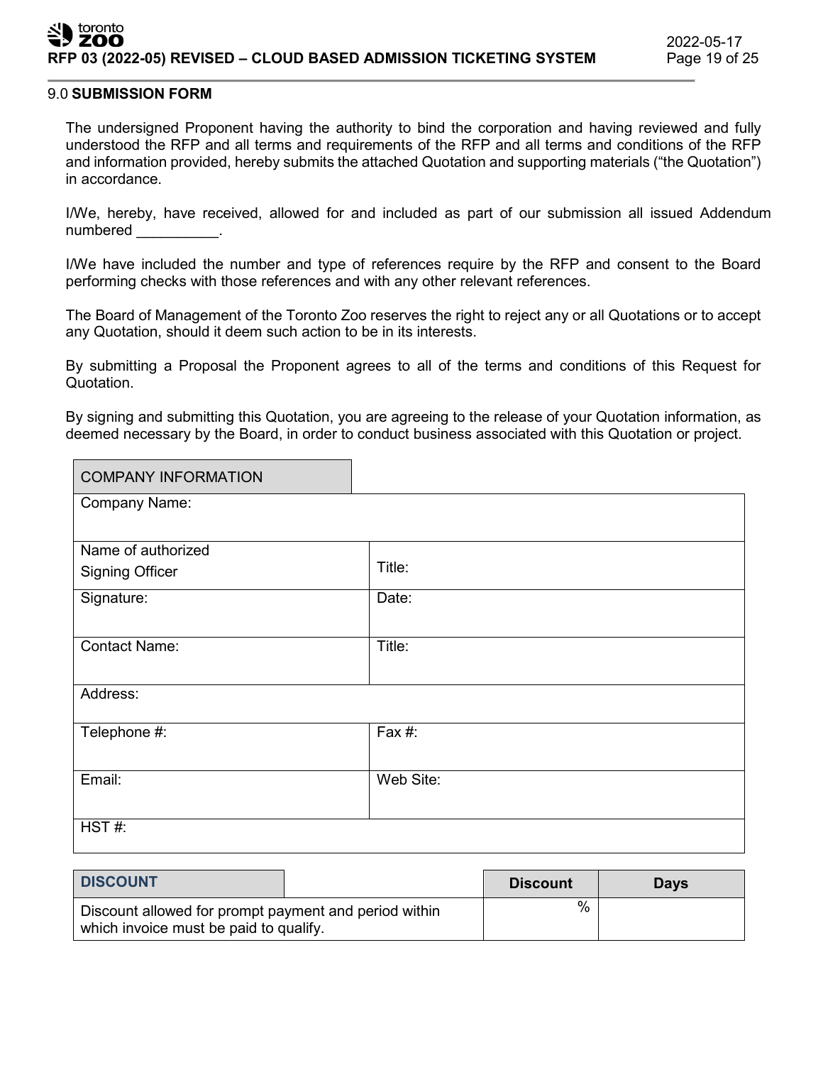## 9.0 **SUBMISSION FORM**

The undersigned Proponent having the authority to bind the corporation and having reviewed and fully understood the RFP and all terms and requirements of the RFP and all terms and conditions of the RFP and information provided, hereby submits the attached Quotation and supporting materials ("the Quotation") in accordance.

I/We, hereby, have received, allowed for and included as part of our submission all issued Addendum numbered __________.

I/We have included the number and type of references require by the RFP and consent to the Board performing checks with those references and with any other relevant references.

The Board of Management of the Toronto Zoo reserves the right to reject any or all Quotations or to accept any Quotation, should it deem such action to be in its interests.

By submitting a Proposal the Proponent agrees to all of the terms and conditions of this Request for Quotation.

By signing and submitting this Quotation, you are agreeing to the release of your Quotation information, as deemed necessary by the Board, in order to conduct business associated with this Quotation or project.

| COMPANY INFORMATION | |
|---|---|
| Company Name: | |
| Name of authorized Signing Officer | Title: |
| Signature: | Date: |
| Contact Name: | Title: |
| Address: | |
| Telephone #: | Fax #: |
| Email: | Web Site: |
| HST #: | |

| DISCOUNT | Discount | Days |
|---|---|---|
| Discount allowed for prompt payment and period within which invoice must be paid to qualify. | % | |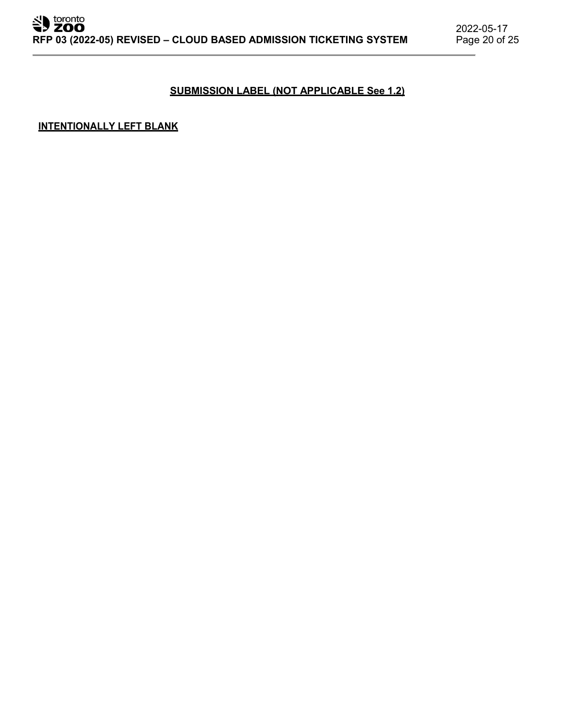## SUBMISSION LABEL (NOT APPLICABLE See 1.2)

**INTENTIONALLY LEFT BLANK**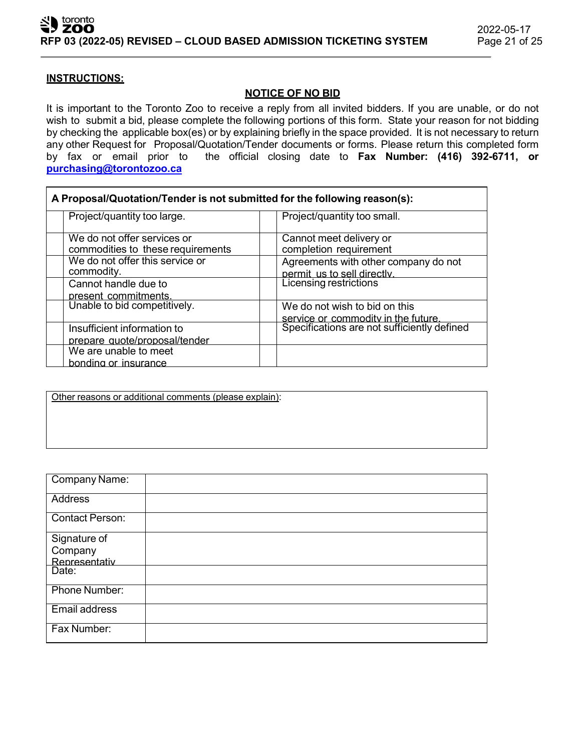**INSTRUCTIONS:**

**NOTICE OF NO BID**

It is important to the Toronto Zoo to receive a reply from all invited bidders. If you are unable, or do not wish to submit a bid, please complete the following portions of this form. State your reason for not bidding by checking the applicable box(es) or by explaining briefly in the space provided. It is not necessary to return any other Request for Proposal/Quotation/Tender documents or forms. Please return this completed form by fax or email prior to the official closing date to **Fax Number: (416) 392-6711, or** **purchasing@torontozoo.ca**

| **A Proposal/Quotation/Tender is not submitted for the following reason(s):** | | | |
|---|---|---|---|
| | Project/quantity too large. | | Project/quantity too small. |
| | We do not offer services or commodities to these requirements | | Cannot meet delivery or completion requirement |
| | We do not offer this service or commodity. | | Agreements with other company do not permit us to sell directly. |
| | Cannot handle due to present commitments. | | Licensing restrictions |
| | Unable to bid competitively. | | We do not wish to bid on this service or commodity in the future. |
| | Insufficient information to prepare quote/proposal/tender | | Specifications are not sufficiently defined |
| | We are unable to meet bonding or insurance | | |

| Other reasons or additional comments (please explain): |
|---|
| |

| Company Name: | |
|---|---|
| Address | |
| Contact Person: | |
| Signature of Company Representativ | |
| Date: | |
| Phone Number: | |
| Email address | |
| Fax Number: | |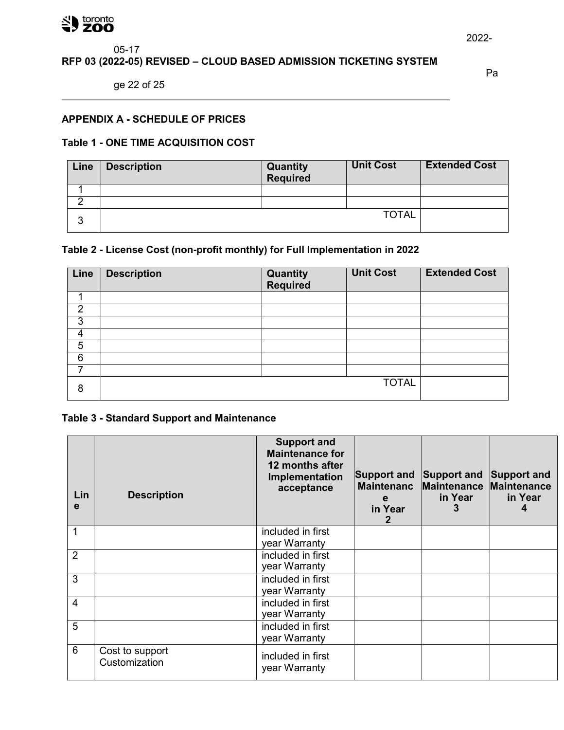## APPENDIX A - SCHEDULE OF PRICES

### Table 1 - ONE TIME ACQUISITION COST

| Line | Description | Quantity Required | Unit Cost | Extended Cost |
|---|---|---|---|---|
| 1 | | | | |
| 2 | | | | |
| 3 | | | TOTAL | |

### Table 2 - License Cost (non-profit monthly) for Full Implementation in 2022

| Line | Description | Quantity Required | Unit Cost | Extended Cost |
|---|---|---|---|---|
| 1 | | | | |
| 2 | | | | |
| 3 | | | | |
| 4 | | | | |
| 5 | | | | |
| 6 | | | | |
| 7 | | | | |
| 8 | | | TOTAL | |

### Table 3 - Standard Support and Maintenance

| Line | Description | Support and Maintenance for 12 months after Implementation acceptance | Support and Maintenance in Year 2 | Support and Maintenance in Year 3 | Support and Maintenance in Year 4 |
|---|---|---|---|---|---|
| 1 | | included in first year Warranty | | | |
| 2 | | included in first year Warranty | | | |
| 3 | | included in first year Warranty | | | |
| 4 | | included in first year Warranty | | | |
| 5 | | included in first year Warranty | | | |
| 6 | Cost to support Customization | included in first year Warranty | | | |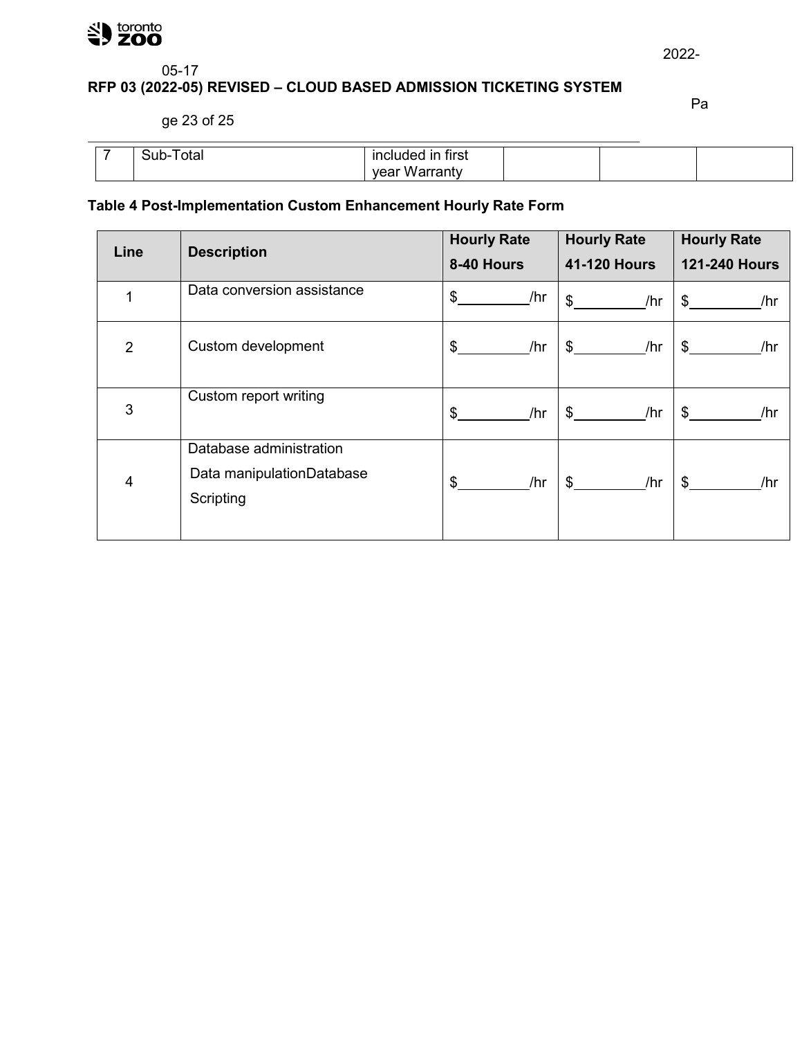| 7 | Sub-Total | included in first year Warranty | | | |
|---|---|---|---|---|---|

**Table 4 Post-Implementation Custom Enhancement Hourly Rate Form**

| Line | Description | Hourly Rate 8-40 Hours | Hourly Rate 41-120 Hours | Hourly Rate 121-240 Hours |
|---|---|---|---|---|
| 1 | Data conversion assistance | $_________/hr | $_________/hr | $_________/hr |
| 2 | Custom development | $_________/hr | $_________/hr | $_________/hr |
| 3 | Custom report writing | $_________/hr | $_________/hr | $_________/hr |
| 4 | Database administration<br>Data manipulationDatabase<br>Scripting | $_________/hr | $_________/hr | $_________/hr |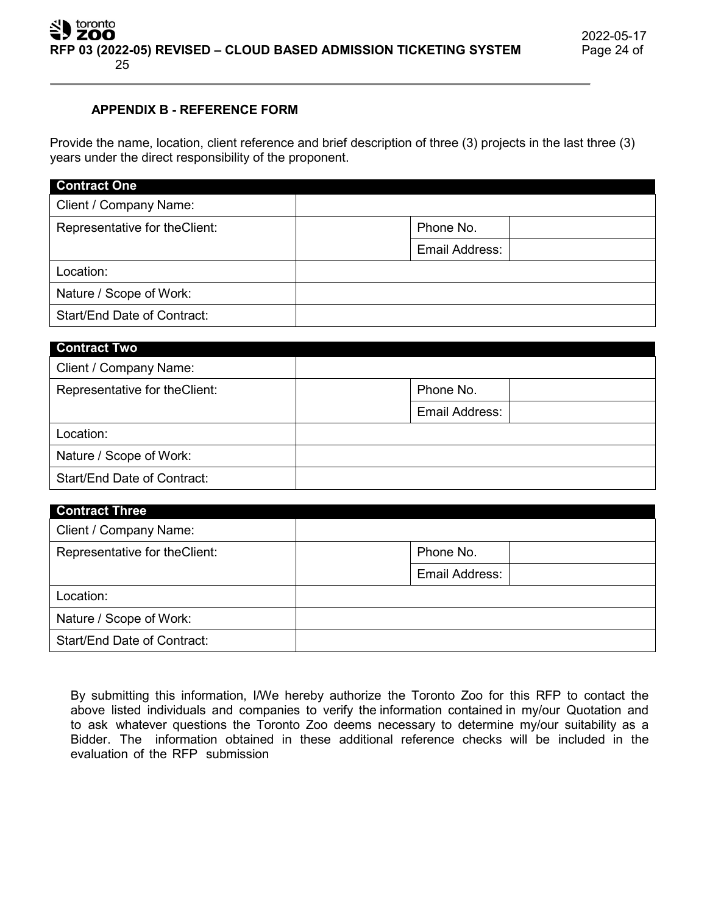### APPENDIX B - REFERENCE FORM

Provide the name, location, client reference and brief description of three (3) projects in the last three (3) years under the direct responsibility of the proponent.

| Contract One | | | |
|---|---|---|---|
| Client / Company Name: | | | |
| Representative for theClient: | | Phone No. | |
| | | Email Address: | |
| Location: | | | |
| Nature / Scope of Work: | | | |
| Start/End Date of Contract: | | | |

| Contract Two | | | |
|---|---|---|---|
| Client / Company Name: | | | |
| Representative for theClient: | | Phone No. | |
| | | Email Address: | |
| Location: | | | |
| Nature / Scope of Work: | | | |
| Start/End Date of Contract: | | | |

| Contract Three | | | |
|---|---|---|---|
| Client / Company Name: | | | |
| Representative for theClient: | | Phone No. | |
| | | Email Address: | |
| Location: | | | |
| Nature / Scope of Work: | | | |
| Start/End Date of Contract: | | | |

By submitting this information, I/We hereby authorize the Toronto Zoo for this RFP to contact the above listed individuals and companies to verify the information contained in my/our Quotation and to ask whatever questions the Toronto Zoo deems necessary to determine my/our suitability as a Bidder. The information obtained in these additional reference checks will be included in the evaluation of the RFP submission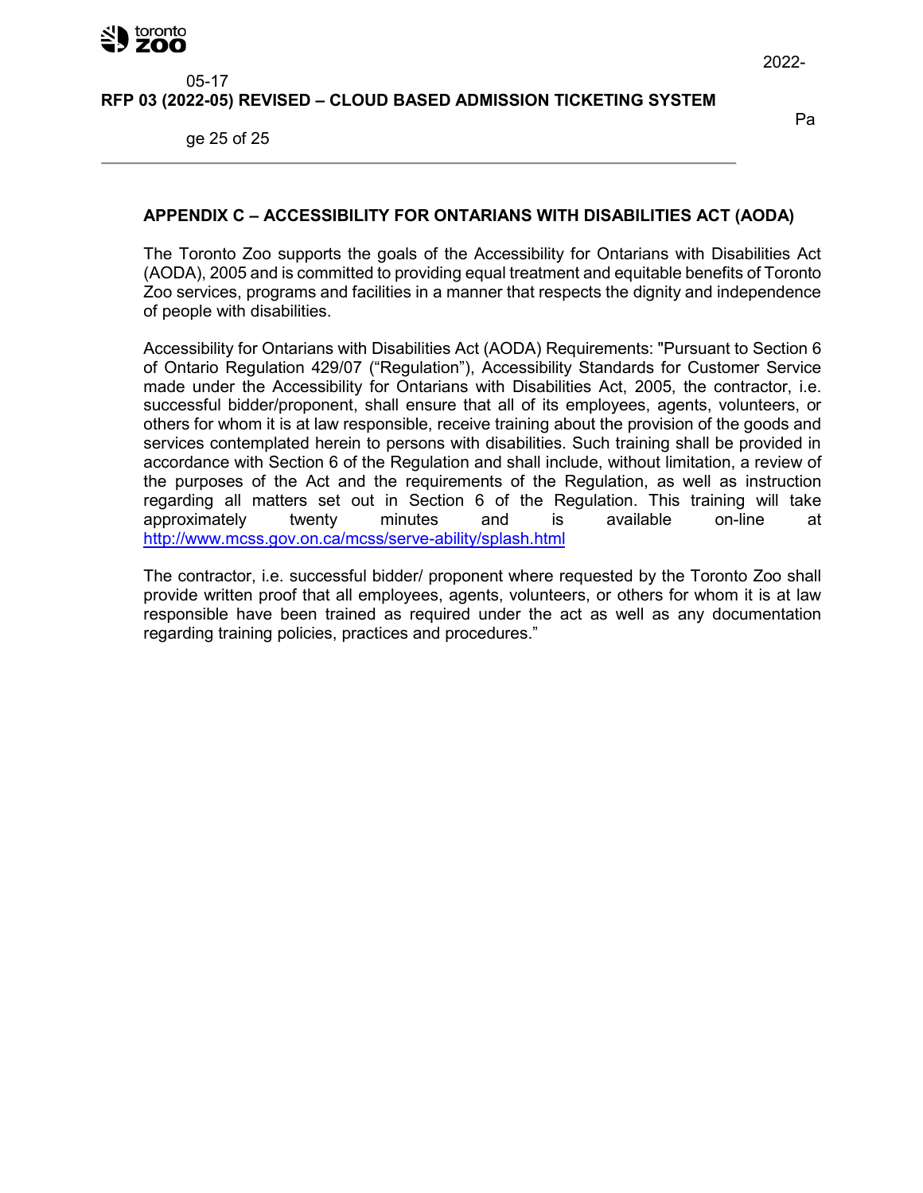## APPENDIX C – ACCESSIBILITY FOR ONTARIANS WITH DISABILITIES ACT (AODA)

The Toronto Zoo supports the goals of the Accessibility for Ontarians with Disabilities Act (AODA), 2005 and is committed to providing equal treatment and equitable benefits of Toronto Zoo services, programs and facilities in a manner that respects the dignity and independence of people with disabilities.

Accessibility for Ontarians with Disabilities Act (AODA) Requirements: "Pursuant to Section 6 of Ontario Regulation 429/07 ("Regulation"), Accessibility Standards for Customer Service made under the Accessibility for Ontarians with Disabilities Act, 2005, the contractor, i.e. successful bidder/proponent, shall ensure that all of its employees, agents, volunteers, or others for whom it is at law responsible, receive training about the provision of the goods and services contemplated herein to persons with disabilities. Such training shall be provided in accordance with Section 6 of the Regulation and shall include, without limitation, a review of the purposes of the Act and the requirements of the Regulation, as well as instruction regarding all matters set out in Section 6 of the Regulation. This training will take approximately twenty minutes and is available on-line at http://www.mcss.gov.on.ca/mcss/serve-ability/splash.html

The contractor, i.e. successful bidder/ proponent where requested by the Toronto Zoo shall provide written proof that all employees, agents, volunteers, or others for whom it is at law responsible have been trained as required under the act as well as any documentation regarding training policies, practices and procedures."